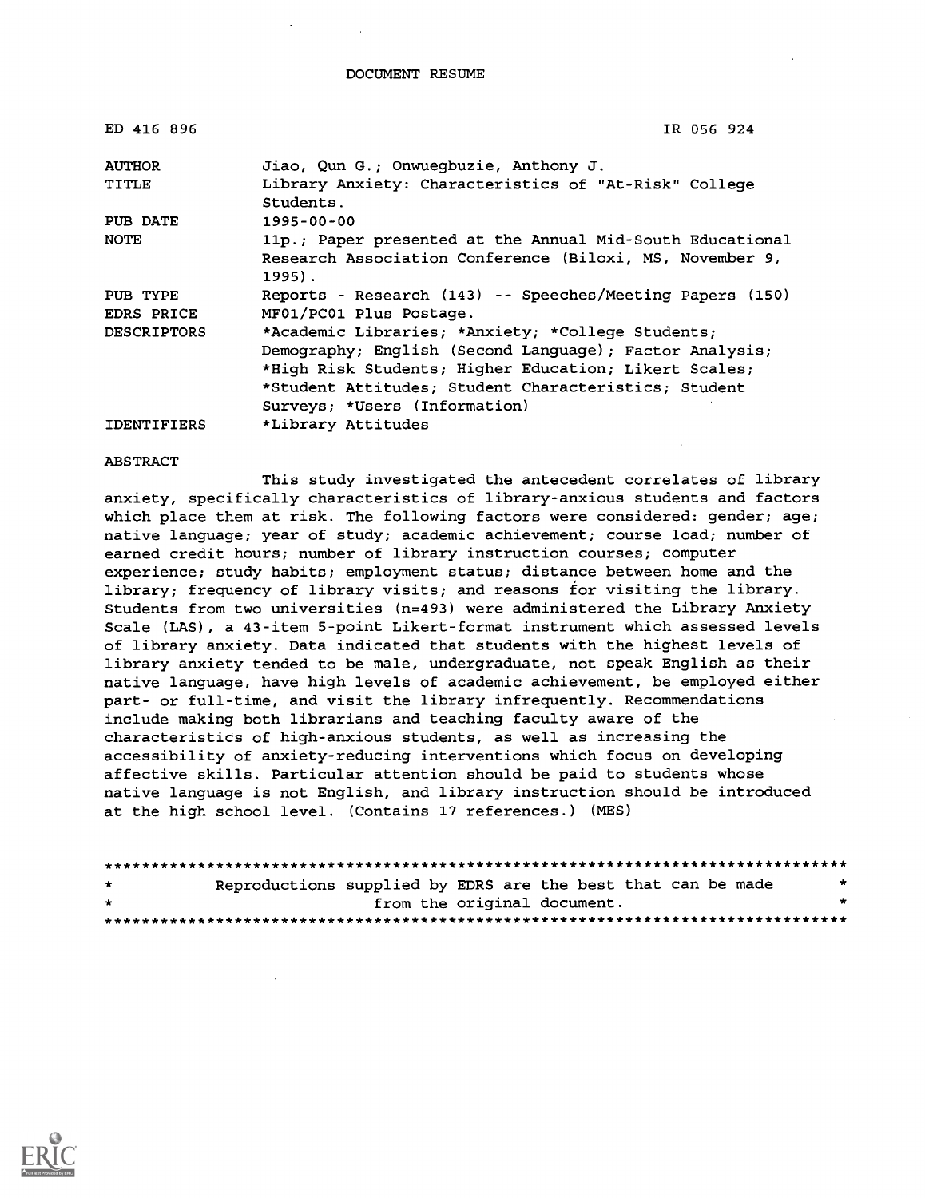DOCUMENT RESUME

| | |
|---|---|
| ED 416 896 | IR 056 924 |
| AUTHOR | Jiao, Qun G.; Onwuegbuzie, Anthony J. |
| TITLE | Library Anxiety: Characteristics of "At-Risk" College Students. |
| PUB DATE | 1995-00-00 |
| NOTE | 11p.; Paper presented at the Annual Mid-South Educational Research Association Conference (Biloxi, MS, November 9, 1995). |
| PUB TYPE | Reports - Research (143) -- Speeches/Meeting Papers (150) |
| EDRS PRICE | MF01/PC01 Plus Postage. |
| DESCRIPTORS | *Academic Libraries; *Anxiety; *College Students; Demography; English (Second Language); Factor Analysis; *High Risk Students; Higher Education; Likert Scales; *Student Attitudes; Student Characteristics; Student Surveys; *Users (Information) |
| IDENTIFIERS | *Library Attitudes |

ABSTRACT

This study investigated the antecedent correlates of library anxiety, specifically characteristics of library-anxious students and factors which place them at risk. The following factors were considered: gender; age; native language; year of study; academic achievement; course load; number of earned credit hours; number of library instruction courses; computer experience; study habits; employment status; distance between home and the library; frequency of library visits; and reasons for visiting the library. Students from two universities (n=493) were administered the Library Anxiety Scale (LAS), a 43-item 5-point Likert-format instrument which assessed levels of library anxiety. Data indicated that students with the highest levels of library anxiety tended to be male, undergraduate, not speak English as their native language, have high levels of academic achievement, be employed either part- or full-time, and visit the library infrequently. Recommendations include making both librarians and teaching faculty aware of the characteristics of high-anxious students, as well as increasing the accessibility of anxiety-reducing interventions which focus on developing affective skills. Particular attention should be paid to students whose native language is not English, and library instruction should be introduced at the high school level. (Contains 17 references.) (MES)

********************************************************************************
* Reproductions supplied by EDRS are the best that can be made *
* from the original document. *
********************************************************************************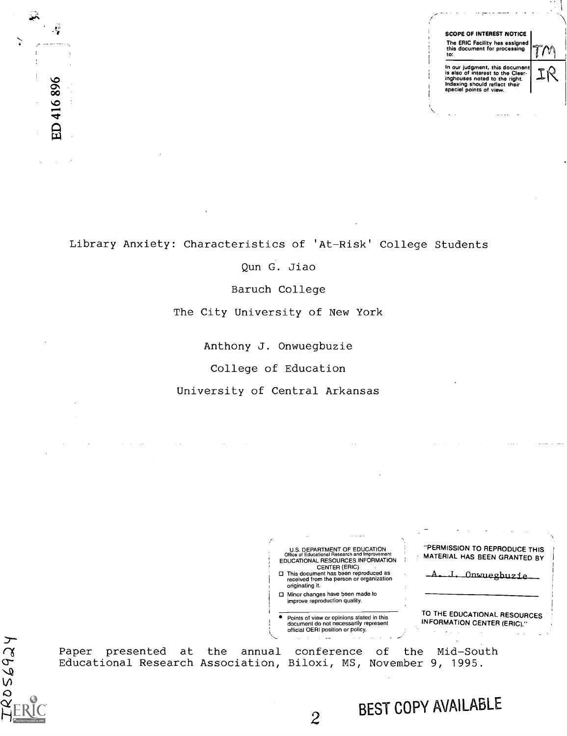ED 416 896

SCOPE OF INTEREST NOTICE

The ERIC Facility has assigned this document for processing to: TM

In our judgment, this document is also of interest to the Clearinghouses noted to the right. Indexing should reflect their special points of view. IR

Library Anxiety: Characteristics of 'At-Risk' College Students

Qun G. Jiao

Baruch College

The City University of New York

Anthony J. Onwuegbuzie

College of Education

University of Central Arkansas

U.S. DEPARTMENT OF EDUCATION
Office of Educational Research and Improvement
EDUCATIONAL RESOURCES INFORMATION CENTER (ERIC)

- This document has been reproduced as received from the person or organization originating it.
- Minor changes have been made to improve reproduction quality.
- Points of view or opinions stated in this document do not necessarily represent official OERI position or policy.

"PERMISSION TO REPRODUCE THIS MATERIAL HAS BEEN GRANTED BY

A. J. Onwuegbuzie

TO THE EDUCATIONAL RESOURCES INFORMATION CENTER (ERIC)."

Paper presented at the annual conference of the Mid-South Educational Research Association, Biloxi, MS, November 9, 1995.

IR056924

BEST COPY AVAILABLE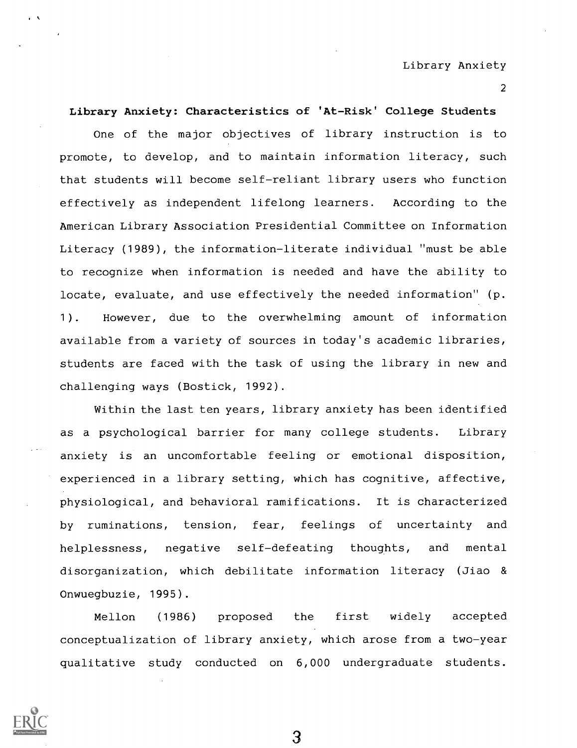**Library Anxiety: Characteristics of 'At-Risk' College Students**

One of the major objectives of library instruction is to promote, to develop, and to maintain information literacy, such that students will become self-reliant library users who function effectively as independent lifelong learners. According to the American Library Association Presidential Committee on Information Literacy (1989), the information-literate individual "must be able to recognize when information is needed and have the ability to locate, evaluate, and use effectively the needed information" (p. 1). However, due to the overwhelming amount of information available from a variety of sources in today's academic libraries, students are faced with the task of using the library in new and challenging ways (Bostick, 1992).

Within the last ten years, library anxiety has been identified as a psychological barrier for many college students. Library anxiety is an uncomfortable feeling or emotional disposition, experienced in a library setting, which has cognitive, affective, physiological, and behavioral ramifications. It is characterized by ruminations, tension, fear, feelings of uncertainty and helplessness, negative self-defeating thoughts, and mental disorganization, which debilitate information literacy (Jiao & Onwuegbuzie, 1995).

Mellon (1986) proposed the first widely accepted conceptualization of library anxiety, which arose from a two-year qualitative study conducted on 6,000 undergraduate students.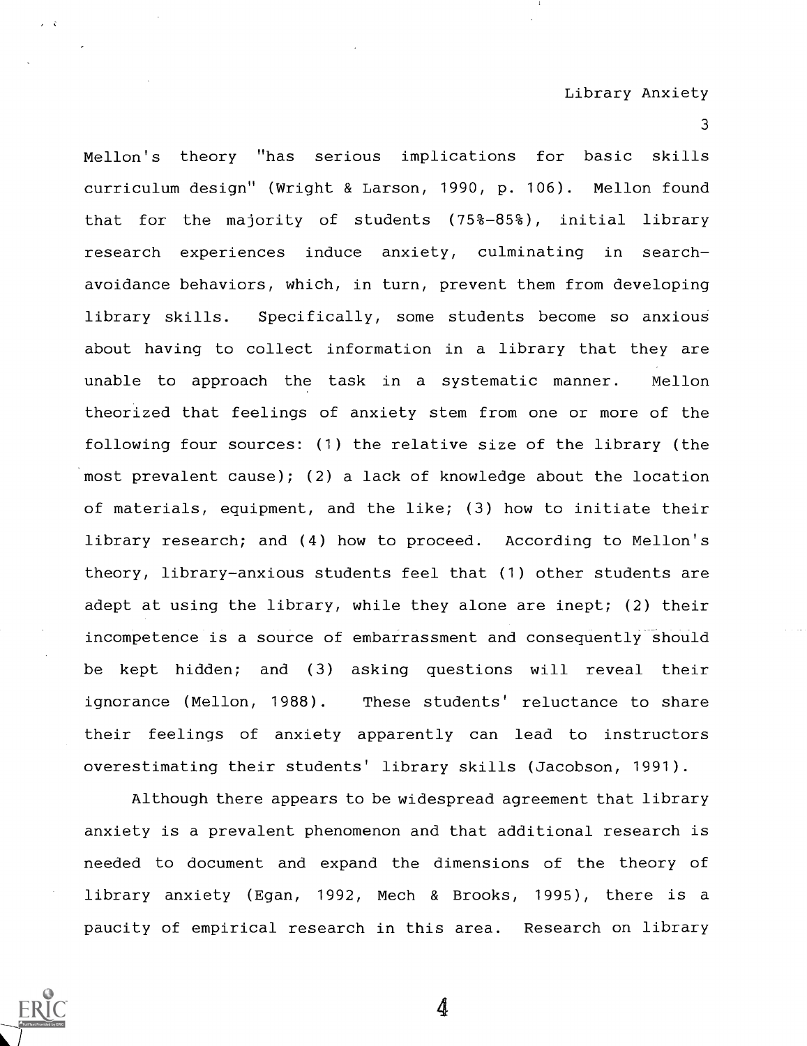Mellon's theory "has serious implications for basic skills curriculum design" (Wright & Larson, 1990, p. 106). Mellon found that for the majority of students (75%-85%), initial library research experiences induce anxiety, culminating in search-avoidance behaviors, which, in turn, prevent them from developing library skills. Specifically, some students become so anxious about having to collect information in a library that they are unable to approach the task in a systematic manner. Mellon theorized that feelings of anxiety stem from one or more of the following four sources: (1) the relative size of the library (the most prevalent cause); (2) a lack of knowledge about the location of materials, equipment, and the like; (3) how to initiate their library research; and (4) how to proceed. According to Mellon's theory, library-anxious students feel that (1) other students are adept at using the library, while they alone are inept; (2) their incompetence is a source of embarrassment and consequently should be kept hidden; and (3) asking questions will reveal their ignorance (Mellon, 1988). These students' reluctance to share their feelings of anxiety apparently can lead to instructors overestimating their students' library skills (Jacobson, 1991).

Although there appears to be widespread agreement that library anxiety is a prevalent phenomenon and that additional research is needed to document and expand the dimensions of the theory of library anxiety (Egan, 1992, Mech & Brooks, 1995), there is a paucity of empirical research in this area. Research on library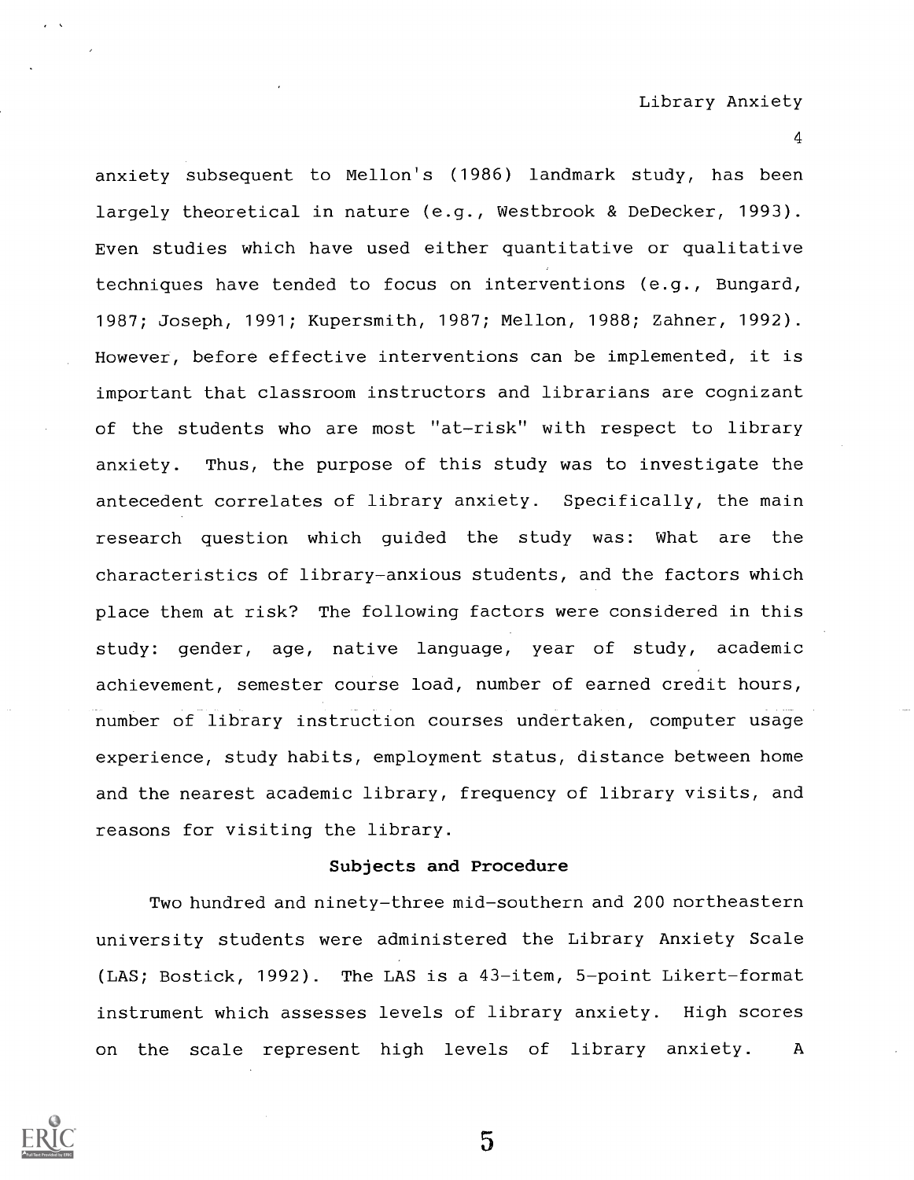anxiety subsequent to Mellon's (1986) landmark study, has been largely theoretical in nature (e.g., Westbrook & DeDecker, 1993). Even studies which have used either quantitative or qualitative techniques have tended to focus on interventions (e.g., Bungard, 1987; Joseph, 1991; Kupersmith, 1987; Mellon, 1988; Zahner, 1992). However, before effective interventions can be implemented, it is important that classroom instructors and librarians are cognizant of the students who are most "at-risk" with respect to library anxiety. Thus, the purpose of this study was to investigate the antecedent correlates of library anxiety. Specifically, the main research question which guided the study was: What are the characteristics of library-anxious students, and the factors which place them at risk? The following factors were considered in this study: gender, age, native language, year of study, academic achievement, semester course load, number of earned credit hours, number of library instruction courses undertaken, computer usage experience, study habits, employment status, distance between home and the nearest academic library, frequency of library visits, and reasons for visiting the library.

## Subjects and Procedure

Two hundred and ninety-three mid-southern and 200 northeastern university students were administered the Library Anxiety Scale (LAS; Bostick, 1992). The LAS is a 43-item, 5-point Likert-format instrument which assesses levels of library anxiety. High scores on the scale represent high levels of library anxiety. A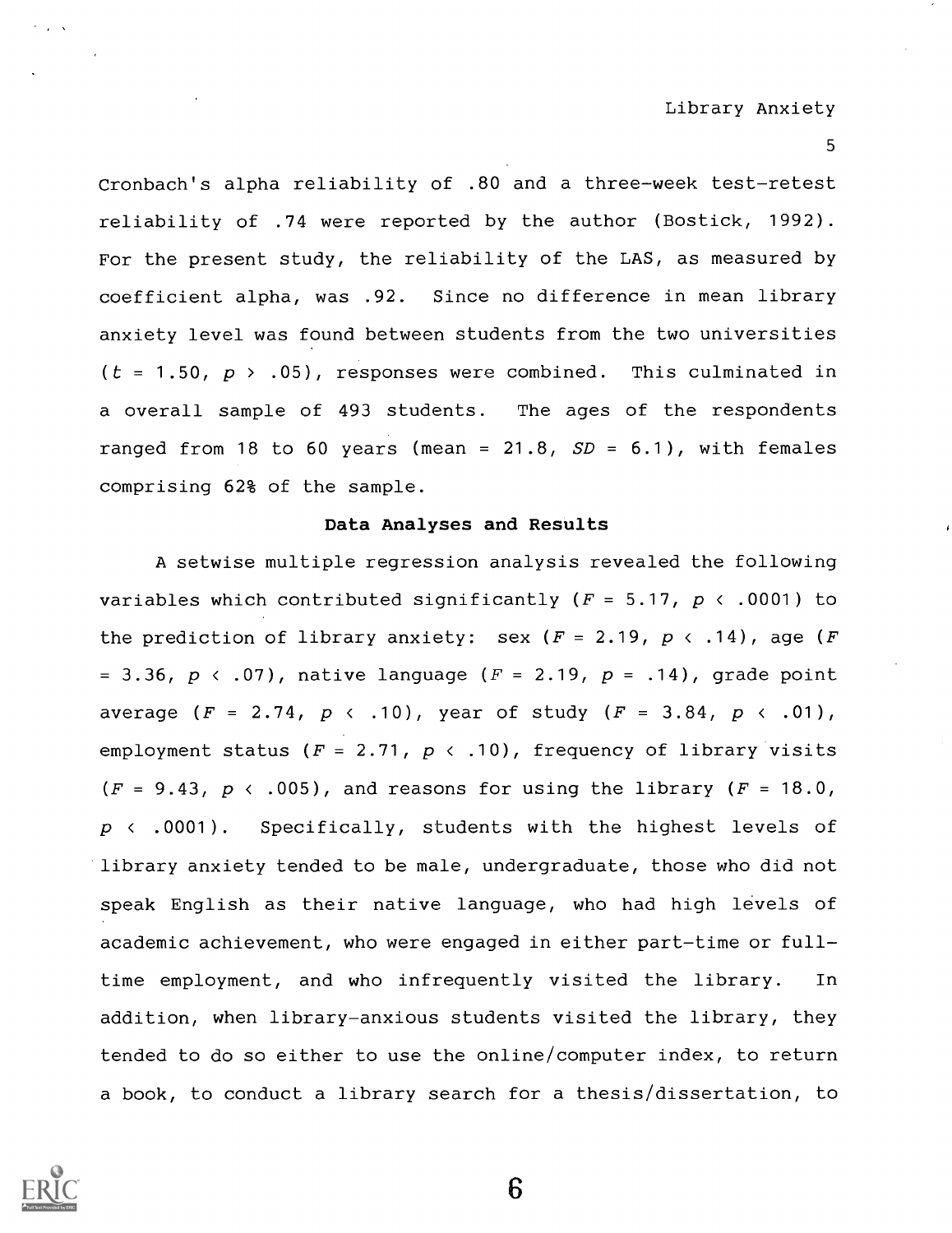Cronbach's alpha reliability of .80 and a three-week test-retest reliability of .74 were reported by the author (Bostick, 1992). For the present study, the reliability of the LAS, as measured by coefficient alpha, was .92. Since no difference in mean library anxiety level was found between students from the two universities ($t = 1.50$, $p > .05$), responses were combined. This culminated in a overall sample of 493 students. The ages of the respondents ranged from 18 to 60 years (mean = 21.8, $SD = 6.1$), with females comprising 62% of the sample.

### Data Analyses and Results

A setwise multiple regression analysis revealed the following variables which contributed significantly ($F = 5.17$, $p < .0001$) to the prediction of library anxiety: sex ($F = 2.19$, $p < .14$), age ($F = 3.36$, $p < .07$), native language ($F = 2.19$, $p = .14$), grade point average ($F = 2.74$, $p < .10$), year of study ($F = 3.84$, $p < .01$), employment status ($F = 2.71$, $p < .10$), frequency of library visits ($F = 9.43$, $p < .005$), and reasons for using the library ($F = 18.0$, $p < .0001$). Specifically, students with the highest levels of library anxiety tended to be male, undergraduate, those who did not speak English as their native language, who had high levels of academic achievement, who were engaged in either part-time or full-time employment, and who infrequently visited the library. In addition, when library-anxious students visited the library, they tended to do so either to use the online/computer index, to return a book, to conduct a library search for a thesis/dissertation, to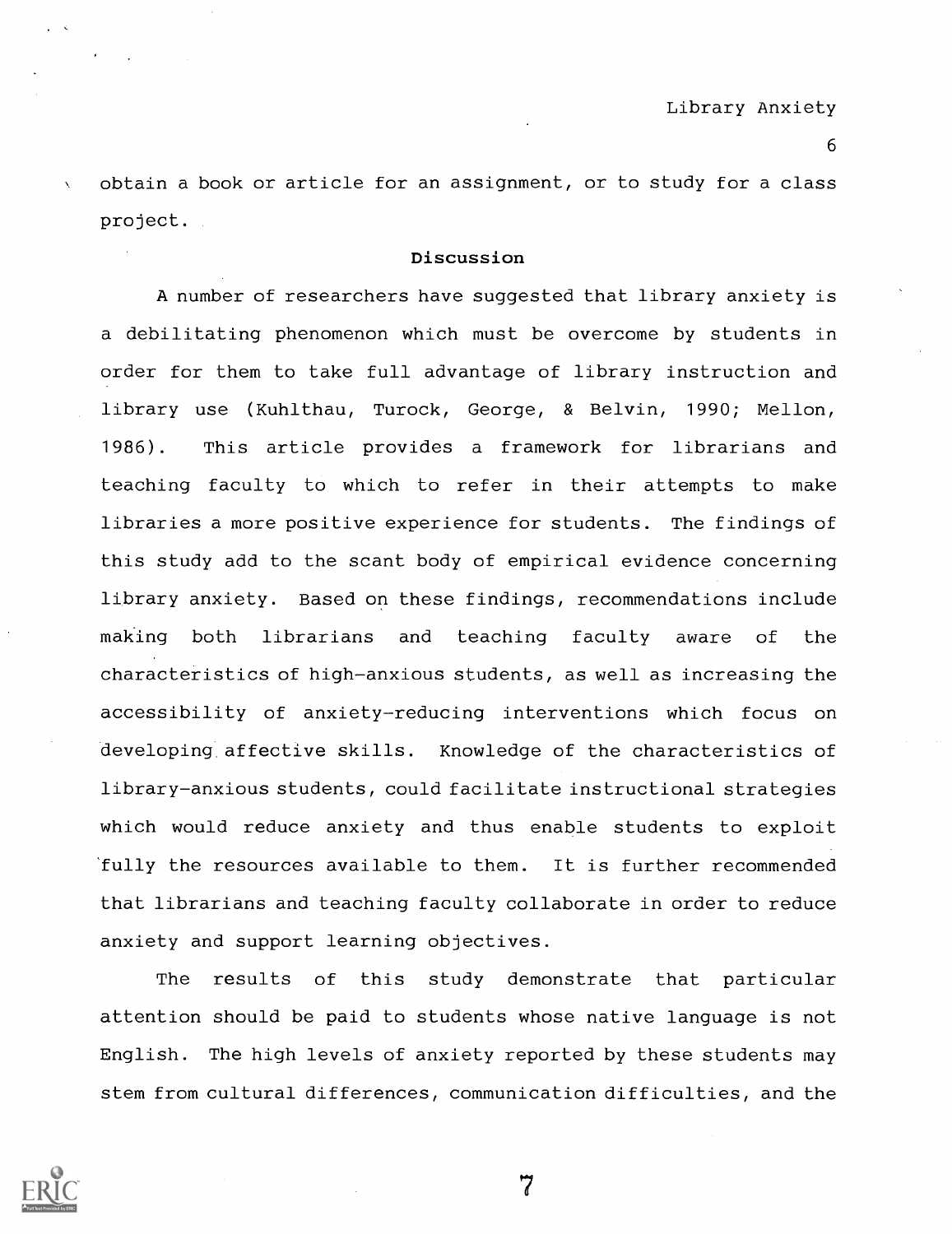obtain a book or article for an assignment, or to study for a class project.

## Discussion

A number of researchers have suggested that library anxiety is a debilitating phenomenon which must be overcome by students in order for them to take full advantage of library instruction and library use (Kuhlthau, Turock, George, & Belvin, 1990; Mellon, 1986). This article provides a framework for librarians and teaching faculty to which to refer in their attempts to make libraries a more positive experience for students. The findings of this study add to the scant body of empirical evidence concerning library anxiety. Based on these findings, recommendations include making both librarians and teaching faculty aware of the characteristics of high-anxious students, as well as increasing the accessibility of anxiety-reducing interventions which focus on developing affective skills. Knowledge of the characteristics of library-anxious students, could facilitate instructional strategies which would reduce anxiety and thus enable students to exploit fully the resources available to them. It is further recommended that librarians and teaching faculty collaborate in order to reduce anxiety and support learning objectives.

The results of this study demonstrate that particular attention should be paid to students whose native language is not English. The high levels of anxiety reported by these students may stem from cultural differences, communication difficulties, and the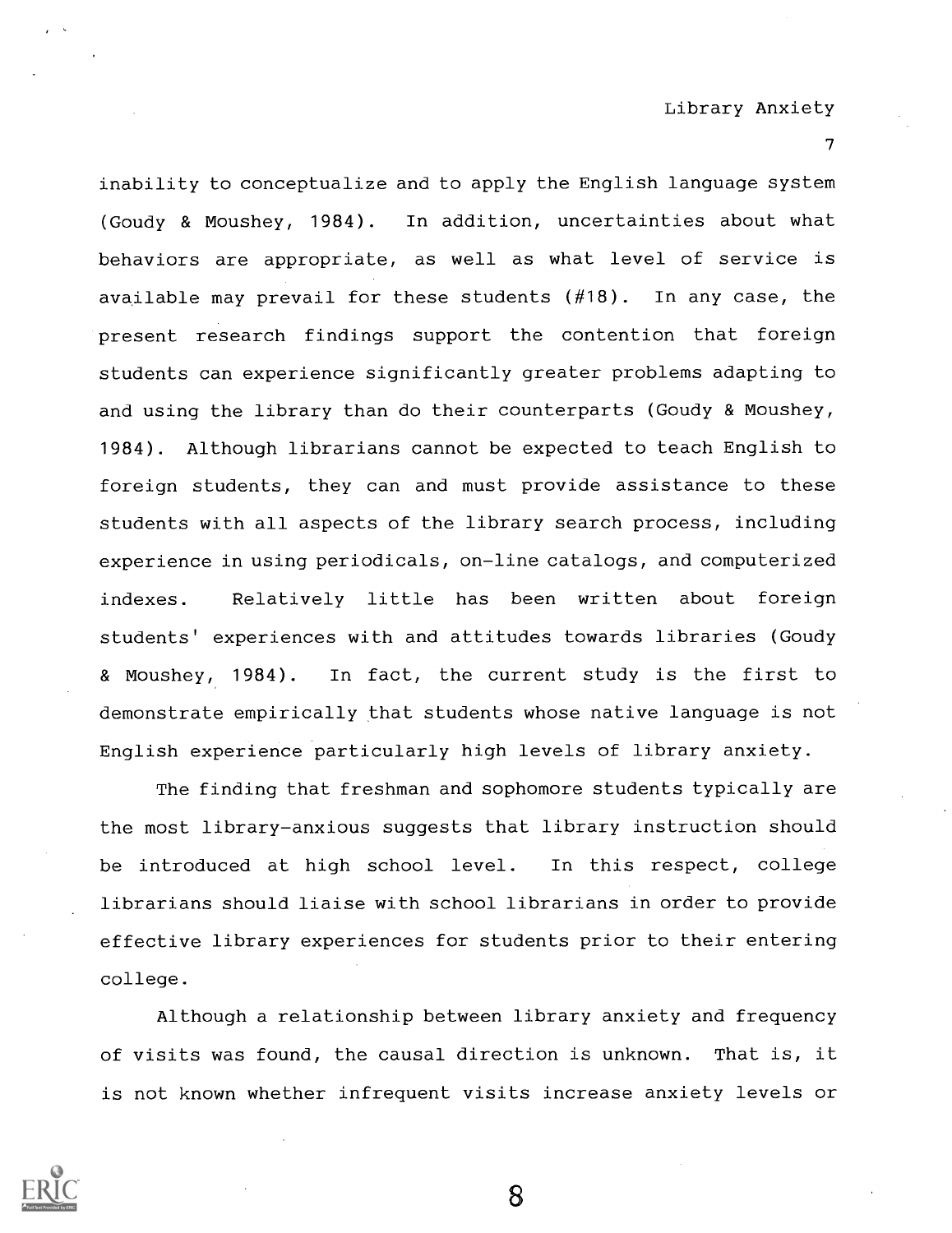inability to conceptualize and to apply the English language system (Goudy & Moushey, 1984). In addition, uncertainties about what behaviors are appropriate, as well as what level of service is available may prevail for these students (#18). In any case, the present research findings support the contention that foreign students can experience significantly greater problems adapting to and using the library than do their counterparts (Goudy & Moushey, 1984). Although librarians cannot be expected to teach English to foreign students, they can and must provide assistance to these students with all aspects of the library search process, including experience in using periodicals, on-line catalogs, and computerized indexes. Relatively little has been written about foreign students' experiences with and attitudes towards libraries (Goudy & Moushey, 1984). In fact, the current study is the first to demonstrate empirically that students whose native language is not English experience particularly high levels of library anxiety.

The finding that freshman and sophomore students typically are the most library-anxious suggests that library instruction should be introduced at high school level. In this respect, college librarians should liaise with school librarians in order to provide effective library experiences for students prior to their entering college.

Although a relationship between library anxiety and frequency of visits was found, the causal direction is unknown. That is, it is not known whether infrequent visits increase anxiety levels or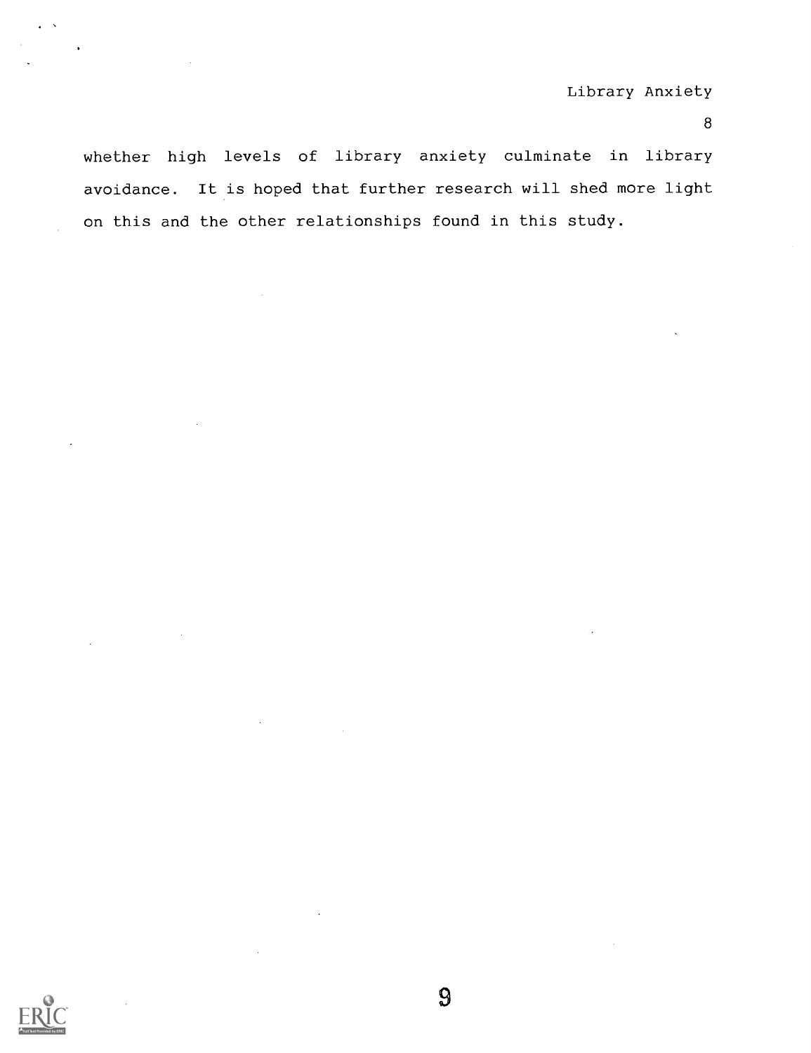whether high levels of library anxiety culminate in library avoidance. It is hoped that further research will shed more light on this and the other relationships found in this study.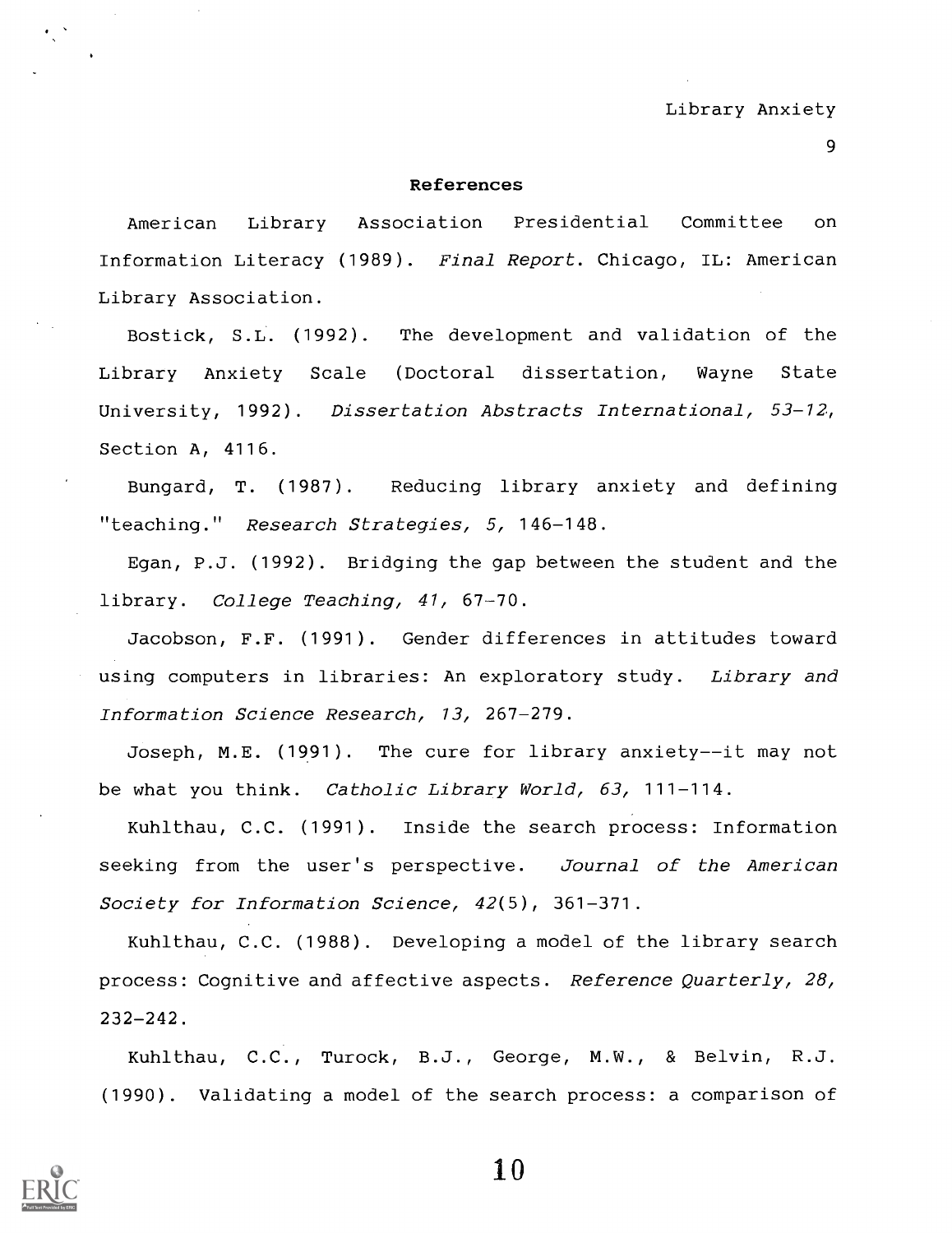## References

American Library Association Presidential Committee on Information Literacy (1989). *Final Report*. Chicago, IL: American Library Association.

Bostick, S.L. (1992). The development and validation of the Library Anxiety Scale (Doctoral dissertation, Wayne State University, 1992). *Dissertation Abstracts International, 53-12*, Section A, 4116.

Bungard, T. (1987). Reducing library anxiety and defining "teaching." *Research Strategies, 5,* 146-148.

Egan, P.J. (1992). Bridging the gap between the student and the library. *College Teaching, 41,* 67-70.

Jacobson, F.F. (1991). Gender differences in attitudes toward using computers in libraries: An exploratory study. *Library and Information Science Research, 13,* 267-279.

Joseph, M.E. (1991). The cure for library anxiety--it may not be what you think. *Catholic Library World, 63,* 111-114.

Kuhlthau, C.C. (1991). Inside the search process: Information seeking from the user's perspective. *Journal of the American Society for Information Science, 42*(5), 361-371.

Kuhlthau, C.C. (1988). Developing a model of the library search process: Cognitive and affective aspects. *Reference Quarterly, 28,* 232-242.

Kuhlthau, C.C., Turock, B.J., George, M.W., & Belvin, R.J. (1990). Validating a model of the search process: a comparison of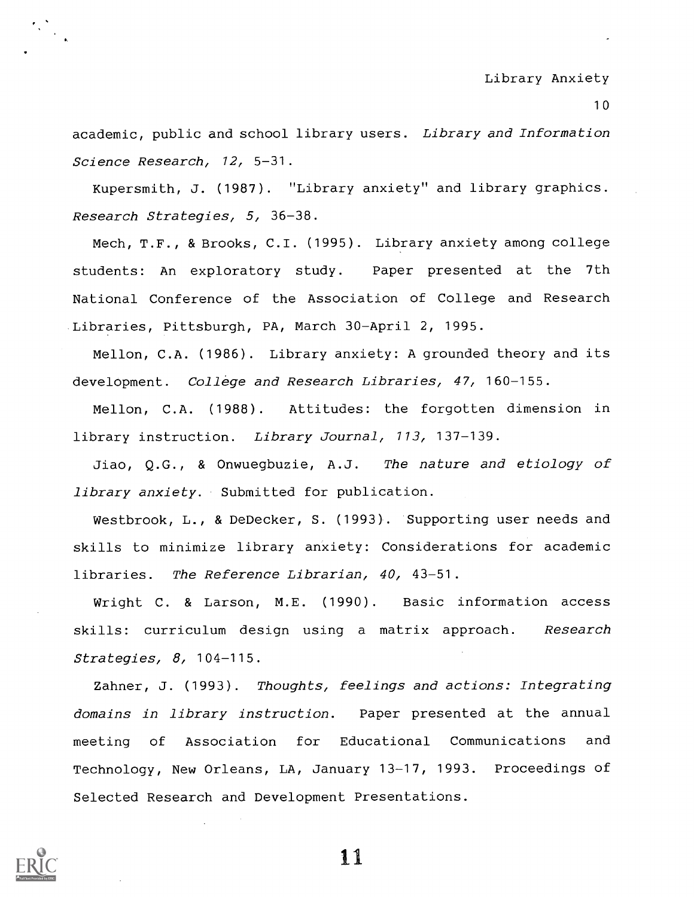academic, public and school library users. *Library and Information Science Research, 12,* 5–31.

Kupersmith, J. (1987). "Library anxiety" and library graphics. *Research Strategies, 5,* 36–38.

Mech, T.F., & Brooks, C.I. (1995). Library anxiety among college students: An exploratory study. Paper presented at the 7th National Conference of the Association of College and Research Libraries, Pittsburgh, PA, March 30–April 2, 1995.

Mellon, C.A. (1986). Library anxiety: A grounded theory and its development. *College and Research Libraries, 47,* 160–155.

Mellon, C.A. (1988). Attitudes: the forgotten dimension in library instruction. *Library Journal, 113,* 137–139.

Jiao, Q.G., & Onwuegbuzie, A.J. *The nature and etiology of library anxiety.* Submitted for publication.

Westbrook, L., & DeDecker, S. (1993). Supporting user needs and skills to minimize library anxiety: Considerations for academic libraries. *The Reference Librarian, 40,* 43–51.

Wright C. & Larson, M.E. (1990). Basic information access skills: curriculum design using a matrix approach. *Research Strategies, 8,* 104–115.

Zahner, J. (1993). *Thoughts, feelings and actions: Integrating domains in library instruction.* Paper presented at the annual meeting of Association for Educational Communications and Technology, New Orleans, LA, January 13–17, 1993. Proceedings of Selected Research and Development Presentations.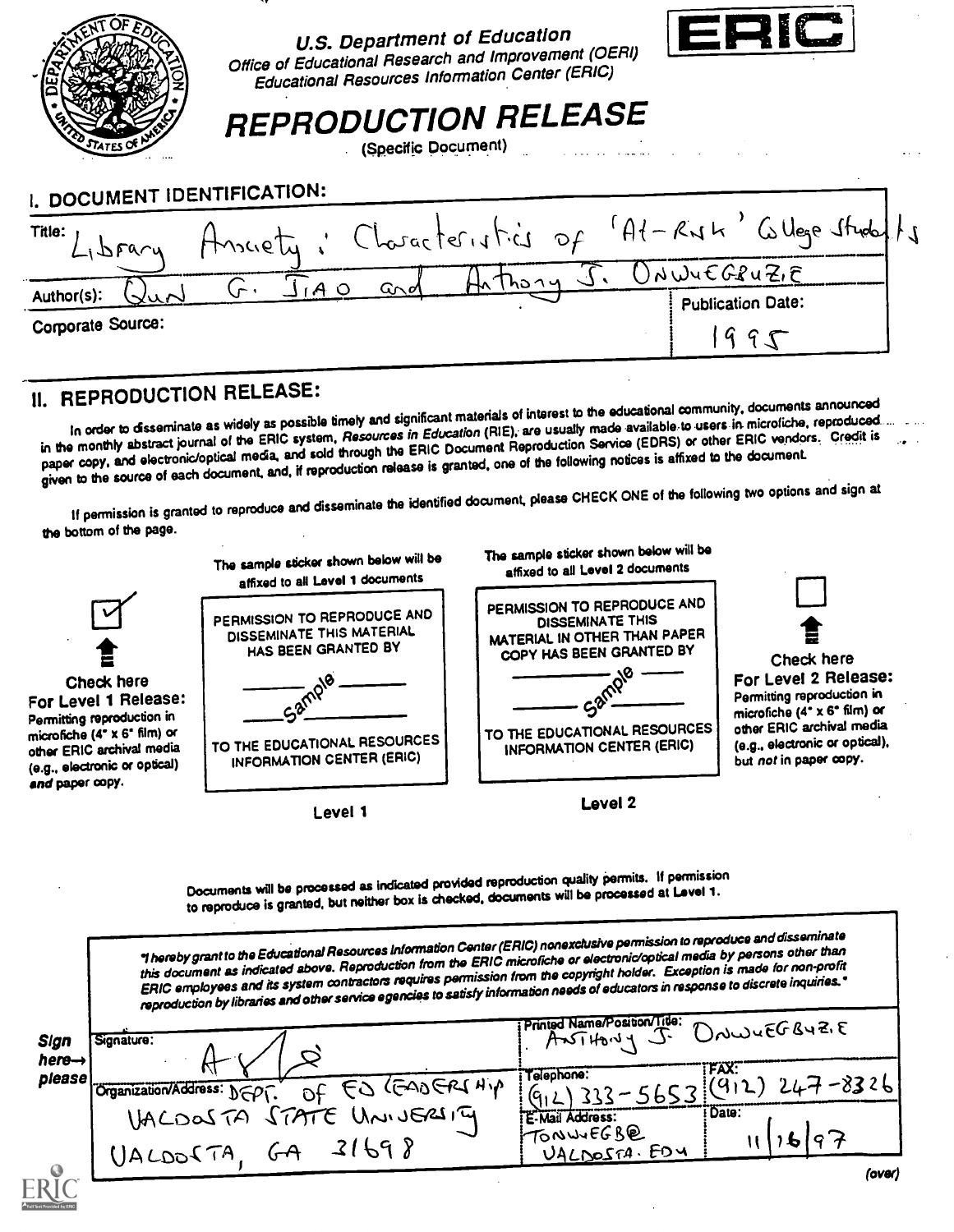U.S. Department of Education
Office of Educational Research and Improvement (OERI)
Educational Resources Information Center (ERIC)

ERIC

# REPRODUCTION RELEASE

(Specific Document)

## I. DOCUMENT IDENTIFICATION:

Title: Library Anxiety: Characteristics of 'At-Risk' College Students

Author(s): Qun G. Jiao and Anthony J. Onwuegbuzie

Corporate Source:

Publication Date: 1995

## II. REPRODUCTION RELEASE:

In order to disseminate as widely as possible timely and significant materials of interest to the educational community, documents announced in the monthly abstract journal of the ERIC system, *Resources in Education* (RIE), are usually made available to users in microfiche, reproduced paper copy, and electronic/optical media, and sold through the ERIC Document Reproduction Service (EDRS) or other ERIC vendors. Credit is given to the source of each document, and, if reproduction release is granted, one of the following notices is affixed to the document.

If permission is granted to reproduce and disseminate the identified document, please CHECK ONE of the following two options and sign at the bottom of the page.

☑ **Check here For Level 1 Release:** Permitting reproduction in microfiche (4" x 6" film) or other ERIC archival media (e.g., electronic or optical) *and* paper copy.

The sample sticker shown below will be affixed to all Level 1 documents

PERMISSION TO REPRODUCE AND DISSEMINATE THIS MATERIAL HAS BEEN GRANTED BY

Sample

TO THE EDUCATIONAL RESOURCES INFORMATION CENTER (ERIC)

Level 1

The sample sticker shown below will be affixed to all Level 2 documents

PERMISSION TO REPRODUCE AND DISSEMINATE THIS MATERIAL IN OTHER THAN PAPER COPY HAS BEEN GRANTED BY

Sample

TO THE EDUCATIONAL RESOURCES INFORMATION CENTER (ERIC)

Level 2

☐ **Check here For Level 2 Release:** Permitting reproduction in microfiche (4" x 6" film) or other ERIC archival media (e.g., electronic or optical), but *not* in paper copy.

Documents will be processed as indicated provided reproduction quality permits. If permission to reproduce is granted, but neither box is checked, documents will be processed at Level 1.

*"I hereby grant to the Educational Resources Information Center (ERIC) nonexclusive permission to reproduce and disseminate this document as indicated above. Reproduction from the ERIC microfiche or electronic/optical media by persons other than ERIC employees and its system contractors requires permission from the copyright holder. Exception is made for non-profit reproduction by libraries and other service agencies to satisfy information needs of educators in response to discrete inquiries."*

**Sign here→ please**

| | |
|---|---|
| Signature: [signature] | Printed Name/Position/Title: Anthony J. Onwuegbuzie |
| Organization/Address: Dept. of Ed Leadership, Valdosta State University, Valdosta, GA 31698 | Telephone: (912) 333-5653 |
| | FAX: (912) 247-8326 |
| | E-Mail Address: TONWUEGB@VALDOSTA.EDU |
| | Date: 11/16/97 |

(over)